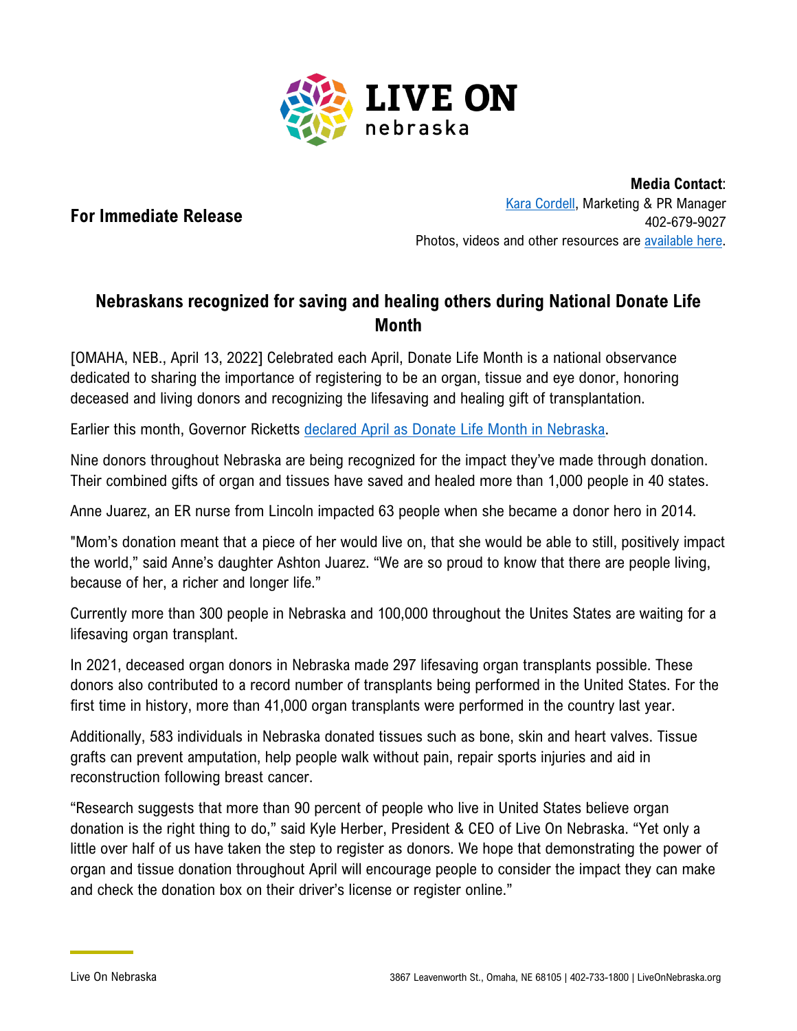LIVE ON nebraska

**For Immediate Release**

**Media Contact**:
Kara Cordell, Marketing & PR Manager
402-679-9027
Photos, videos and other resources are available here.

## Nebraskans recognized for saving and healing others during National Donate Life Month

[OMAHA, NEB., April 13, 2022] Celebrated each April, Donate Life Month is a national observance dedicated to sharing the importance of registering to be an organ, tissue and eye donor, honoring deceased and living donors and recognizing the lifesaving and healing gift of transplantation.

Earlier this month, Governor Ricketts declared April as Donate Life Month in Nebraska.

Nine donors throughout Nebraska are being recognized for the impact they've made through donation. Their combined gifts of organ and tissues have saved and healed more than 1,000 people in 40 states.

Anne Juarez, an ER nurse from Lincoln impacted 63 people when she became a donor hero in 2014.

"Mom's donation meant that a piece of her would live on, that she would be able to still, positively impact the world," said Anne's daughter Ashton Juarez. "We are so proud to know that there are people living, because of her, a richer and longer life."

Currently more than 300 people in Nebraska and 100,000 throughout the Unites States are waiting for a lifesaving organ transplant.

In 2021, deceased organ donors in Nebraska made 297 lifesaving organ transplants possible. These donors also contributed to a record number of transplants being performed in the United States. For the first time in history, more than 41,000 organ transplants were performed in the country last year.

Additionally, 583 individuals in Nebraska donated tissues such as bone, skin and heart valves. Tissue grafts can prevent amputation, help people walk without pain, repair sports injuries and aid in reconstruction following breast cancer.

"Research suggests that more than 90 percent of people who live in United States believe organ donation is the right thing to do," said Kyle Herber, President & CEO of Live On Nebraska. "Yet only a little over half of us have taken the step to register as donors. We hope that demonstrating the power of organ and tissue donation throughout April will encourage people to consider the impact they can make and check the donation box on their driver's license or register online."

Live On Nebraska

3867 Leavenworth St., Omaha, NE 68105 | 402-733-1800 | LiveOnNebraska.org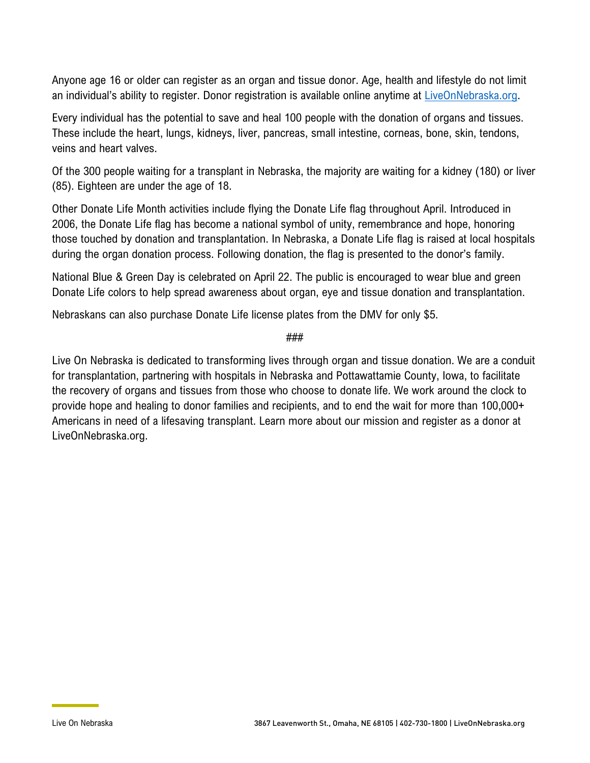Anyone age 16 or older can register as an organ and tissue donor. Age, health and lifestyle do not limit an individual's ability to register. Donor registration is available online anytime at LiveOnNebraska.org.

Every individual has the potential to save and heal 100 people with the donation of organs and tissues. These include the heart, lungs, kidneys, liver, pancreas, small intestine, corneas, bone, skin, tendons, veins and heart valves.

Of the 300 people waiting for a transplant in Nebraska, the majority are waiting for a kidney (180) or liver (85). Eighteen are under the age of 18.

Other Donate Life Month activities include flying the Donate Life flag throughout April. Introduced in 2006, the Donate Life flag has become a national symbol of unity, remembrance and hope, honoring those touched by donation and transplantation. In Nebraska, a Donate Life flag is raised at local hospitals during the organ donation process. Following donation, the flag is presented to the donor's family.

National Blue & Green Day is celebrated on April 22. The public is encouraged to wear blue and green Donate Life colors to help spread awareness about organ, eye and tissue donation and transplantation.

Nebraskans can also purchase Donate Life license plates from the DMV for only $5.

###

Live On Nebraska is dedicated to transforming lives through organ and tissue donation. We are a conduit for transplantation, partnering with hospitals in Nebraska and Pottawattamie County, Iowa, to facilitate the recovery of organs and tissues from those who choose to donate life. We work around the clock to provide hope and healing to donor families and recipients, and to end the wait for more than 100,000+ Americans in need of a lifesaving transplant. Learn more about our mission and register as a donor at LiveOnNebraska.org.